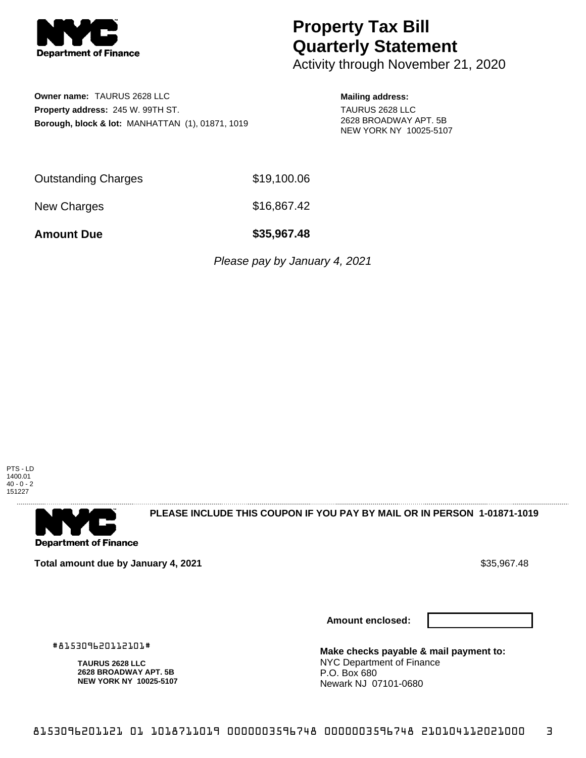NYC Department of Finance

# Property Tax Bill Quarterly Statement

Activity through November 21, 2020

**Owner name:** TAURUS 2628 LLC
**Property address:** 245 W. 99TH ST.
**Borough, block & lot:** MANHATTAN (1), 01871, 1019

**Mailing address:**
TAURUS 2628 LLC
2628 BROADWAY APT. 5B
NEW YORK NY 10025-5107

| | |
|---|---|
| Outstanding Charges | $19,100.06 |
| New Charges | $16,867.42 |
| **Amount Due** | **$35,967.48** |

*Please pay by January 4, 2021*

PTS - LD
1400.01
40 - 0 - 2
151227

---

NYC Department of Finance

**PLEASE INCLUDE THIS COUPON IF YOU PAY BY MAIL OR IN PERSON 1-01871-1019**

**Total amount due by January 4, 2021** $35,967.48

**Amount enclosed:**

#815309620112101#

**TAURUS 2628 LLC**
**2628 BROADWAY APT. 5B**
**NEW YORK NY 10025-5107**

**Make checks payable & mail payment to:**
NYC Department of Finance
P.O. Box 680
Newark NJ 07101-0680

8153096201121 01 1018711019 0000003596748 0000003596748 210104112021000 3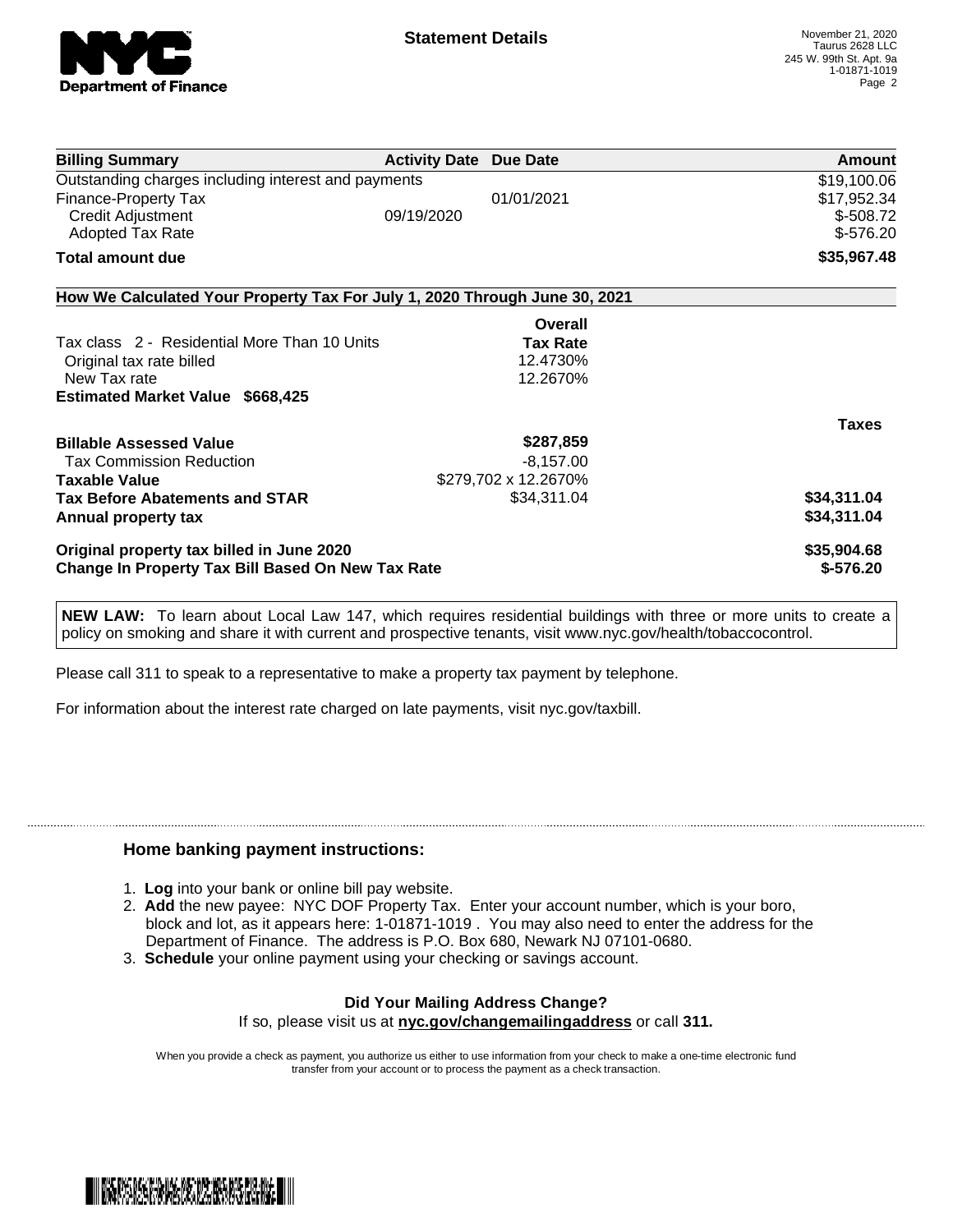**Statement Details**

November 21, 2020
Taurus 2628 LLC
245 W. 99th St. Apt. 9a
1-01871-1019

| Billing Summary | Activity Date | Due Date | Amount |
|---|---|---|---|
| Outstanding charges including interest and payments | | | $19,100.06 |
| Finance-Property Tax | | 01/01/2021 | $17,952.34 |
| Credit Adjustment | 09/19/2020 | | $-508.72 |
| Adopted Tax Rate | | | $-576.20 |
| **Total amount due** | | | **$35,967.48** |

**How We Calculated Your Property Tax For July 1, 2020 Through June 30, 2021**

| | Overall Tax Rate | |
|---|---|---|
| Tax class 2 - Residential More Than 10 Units | | |
| Original tax rate billed | 12.4730% | |
| New Tax rate | 12.2670% | |
| **Estimated Market Value $668,425** | | |
| | | **Taxes** |
| **Billable Assessed Value** | **$287,859** | |
| Tax Commission Reduction | -8,157.00 | |
| **Taxable Value** | $279,702 x 12.2670% | |
| **Tax Before Abatements and STAR** | $34,311.04 | **$34,311.04** |
| **Annual property tax** | | **$34,311.04** |
| **Original property tax billed in June 2020** | | **$35,904.68** |
| **Change In Property Tax Bill Based On New Tax Rate** | | **$-576.20** |

**NEW LAW:** To learn about Local Law 147, which requires residential buildings with three or more units to create a policy on smoking and share it with current and prospective tenants, visit www.nyc.gov/health/tobaccocontrol.

Please call 311 to speak to a representative to make a property tax payment by telephone.

For information about the interest rate charged on late payments, visit nyc.gov/taxbill.

### Home banking payment instructions:

1. **Log** into your bank or online bill pay website.
2. **Add** the new payee: NYC DOF Property Tax. Enter your account number, which is your boro, block and lot, as it appears here: 1-01871-1019 . You may also need to enter the address for the Department of Finance. The address is P.O. Box 680, Newark NJ 07101-0680.
3. **Schedule** your online payment using your checking or savings account.

**Did Your Mailing Address Change?**
If so, please visit us at **nyc.gov/changemailingaddress** or call **311.**

When you provide a check as payment, you authorize us either to use information from your check to make a one-time electronic fund transfer from your account or to process the payment as a check transaction.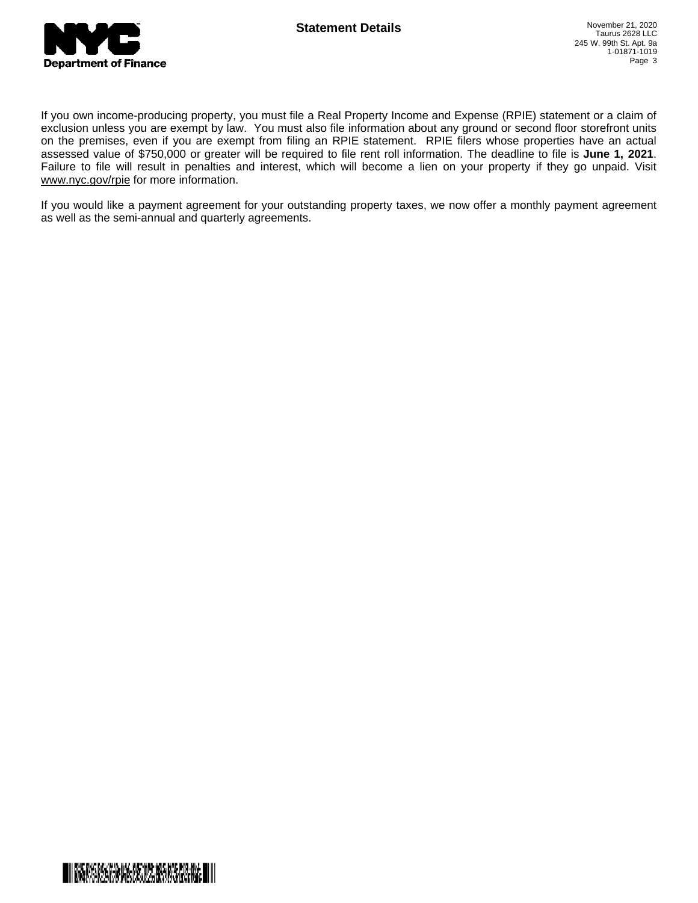If you own income-producing property, you must file a Real Property Income and Expense (RPIE) statement or a claim of exclusion unless you are exempt by law. You must also file information about any ground or second floor storefront units on the premises, even if you are exempt from filing an RPIE statement. RPIE filers whose properties have an actual assessed value of $750,000 or greater will be required to file rent roll information. The deadline to file is **June 1, 2021**. Failure to file will result in penalties and interest, which will become a lien on your property if they go unpaid. Visit www.nyc.gov/rpie for more information.

If you would like a payment agreement for your outstanding property taxes, we now offer a monthly payment agreement as well as the semi-annual and quarterly agreements.